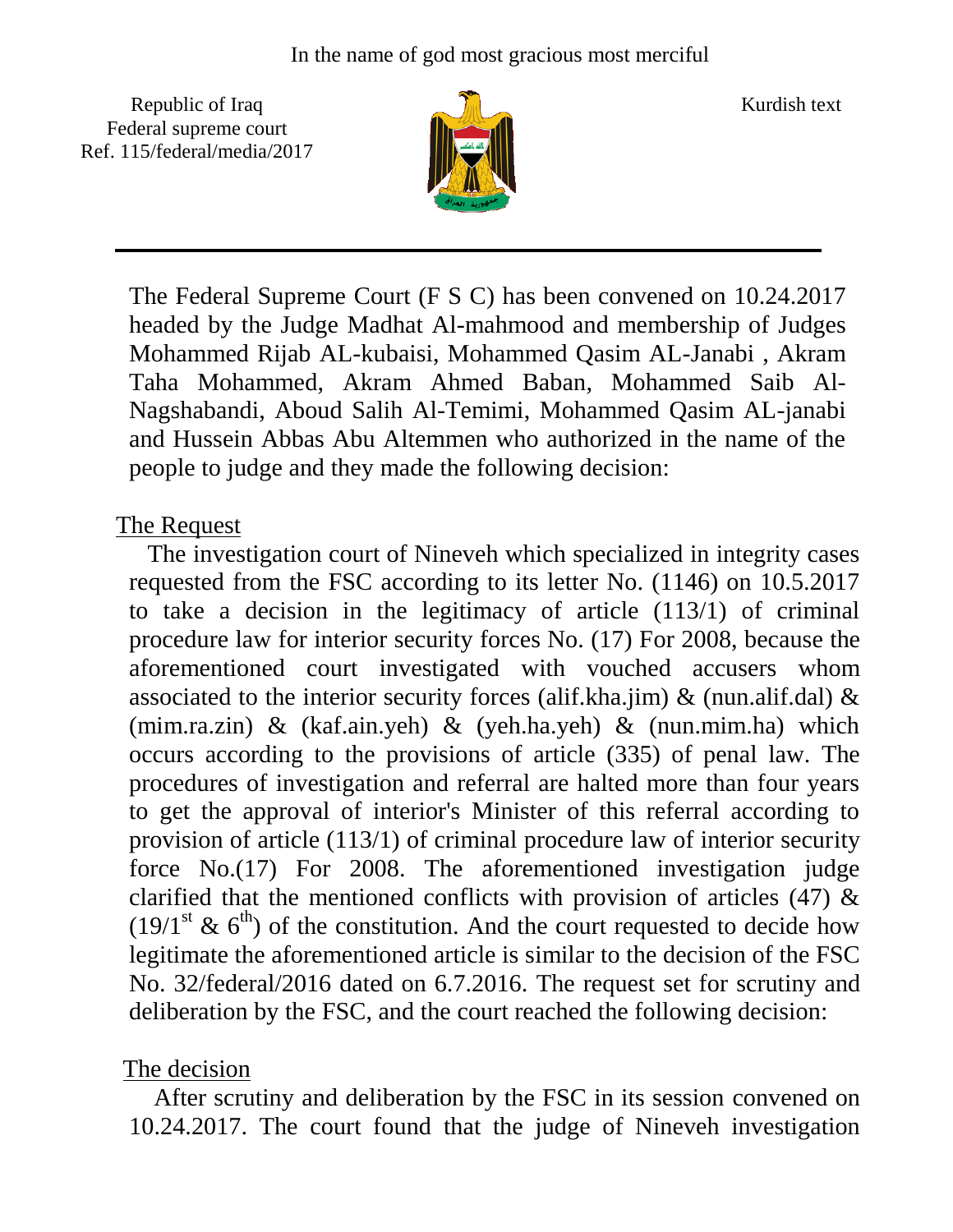In the name of god most gracious most merciful

Republic of Iraq
Federal supreme court
Ref. 115/federal/media/2017

Kurdish text

---

The Federal Supreme Court (F S C) has been convened on 10.24.2017 headed by the Judge Madhat Al-mahmood and membership of Judges Mohammed Rijab AL-kubaisi, Mohammed Qasim AL-Janabi , Akram Taha Mohammed, Akram Ahmed Baban, Mohammed Saib Al-Nagshabandi, Aboud Salih Al-Temimi, Mohammed Qasim AL-janabi and Hussein Abbas Abu Altemmen who authorized in the name of the people to judge and they made the following decision:

## The Request

The investigation court of Nineveh which specialized in integrity cases requested from the FSC according to its letter No. (1146) on 10.5.2017 to take a decision in the legitimacy of article (113/1) of criminal procedure law for interior security forces No. (17) For 2008, because the aforementioned court investigated with vouched accusers whom associated to the interior security forces (alif.kha.jim) & (nun.alif.dal) & (mim.ra.zin) & (kaf.ain.yeh) & (yeh.ha.yeh) & (nun.mim.ha) which occurs according to the provisions of article (335) of penal law. The procedures of investigation and referral are halted more than four years to get the approval of interior's Minister of this referral according to provision of article (113/1) of criminal procedure law of interior security force No.(17) For 2008. The aforementioned investigation judge clarified that the mentioned conflicts with provision of articles (47) & (19/1st & 6th) of the constitution. And the court requested to decide how legitimate the aforementioned article is similar to the decision of the FSC No. 32/federal/2016 dated on 6.7.2016. The request set for scrutiny and deliberation by the FSC, and the court reached the following decision:

## The decision

After scrutiny and deliberation by the FSC in its session convened on 10.24.2017. The court found that the judge of Nineveh investigation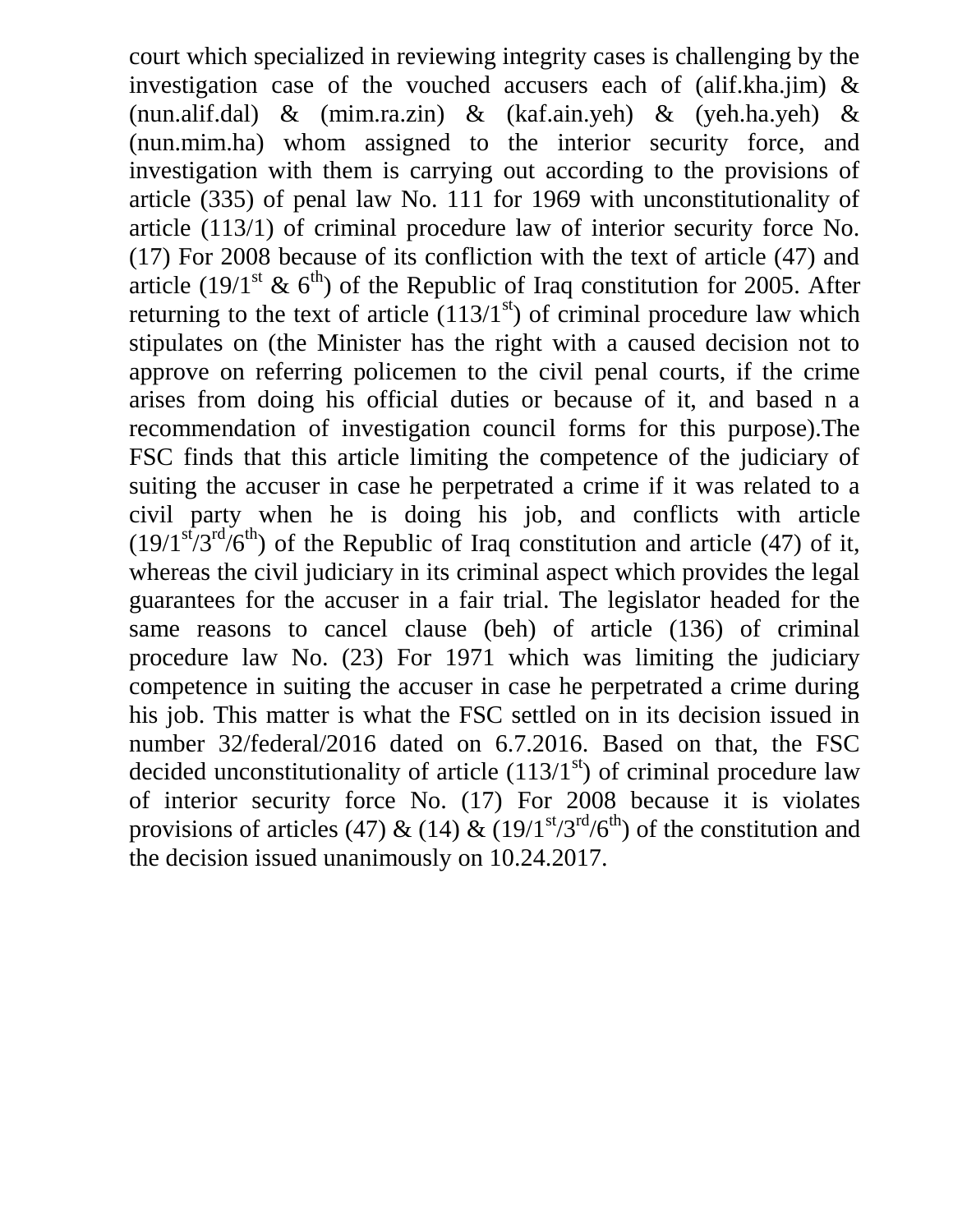court which specialized in reviewing integrity cases is challenging by the investigation case of the vouched accusers each of (alif.kha.jim) & (nun.alif.dal) & (mim.ra.zin) & (kaf.ain.yeh) & (yeh.ha.yeh) & (nun.mim.ha) whom assigned to the interior security force, and investigation with them is carrying out according to the provisions of article (335) of penal law No. 111 for 1969 with unconstitutionality of article (113/1) of criminal procedure law of interior security force No. (17) For 2008 because of its confliction with the text of article (47) and article (19/1st & 6th) of the Republic of Iraq constitution for 2005. After returning to the text of article (113/1st) of criminal procedure law which stipulates on (the Minister has the right with a caused decision not to approve on referring policemen to the civil penal courts, if the crime arises from doing his official duties or because of it, and based n a recommendation of investigation council forms for this purpose).The FSC finds that this article limiting the competence of the judiciary of suiting the accuser in case he perpetrated a crime if it was related to a civil party when he is doing his job, and conflicts with article (19/1st/3rd/6th) of the Republic of Iraq constitution and article (47) of it, whereas the civil judiciary in its criminal aspect which provides the legal guarantees for the accuser in a fair trial. The legislator headed for the same reasons to cancel clause (beh) of article (136) of criminal procedure law No. (23) For 1971 which was limiting the judiciary competence in suiting the accuser in case he perpetrated a crime during his job. This matter is what the FSC settled on in its decision issued in number 32/federal/2016 dated on 6.7.2016. Based on that, the FSC decided unconstitutionality of article (113/1st) of criminal procedure law of interior security force No. (17) For 2008 because it is violates provisions of articles (47) & (14) & (19/1st/3rd/6th) of the constitution and the decision issued unanimously on 10.24.2017.